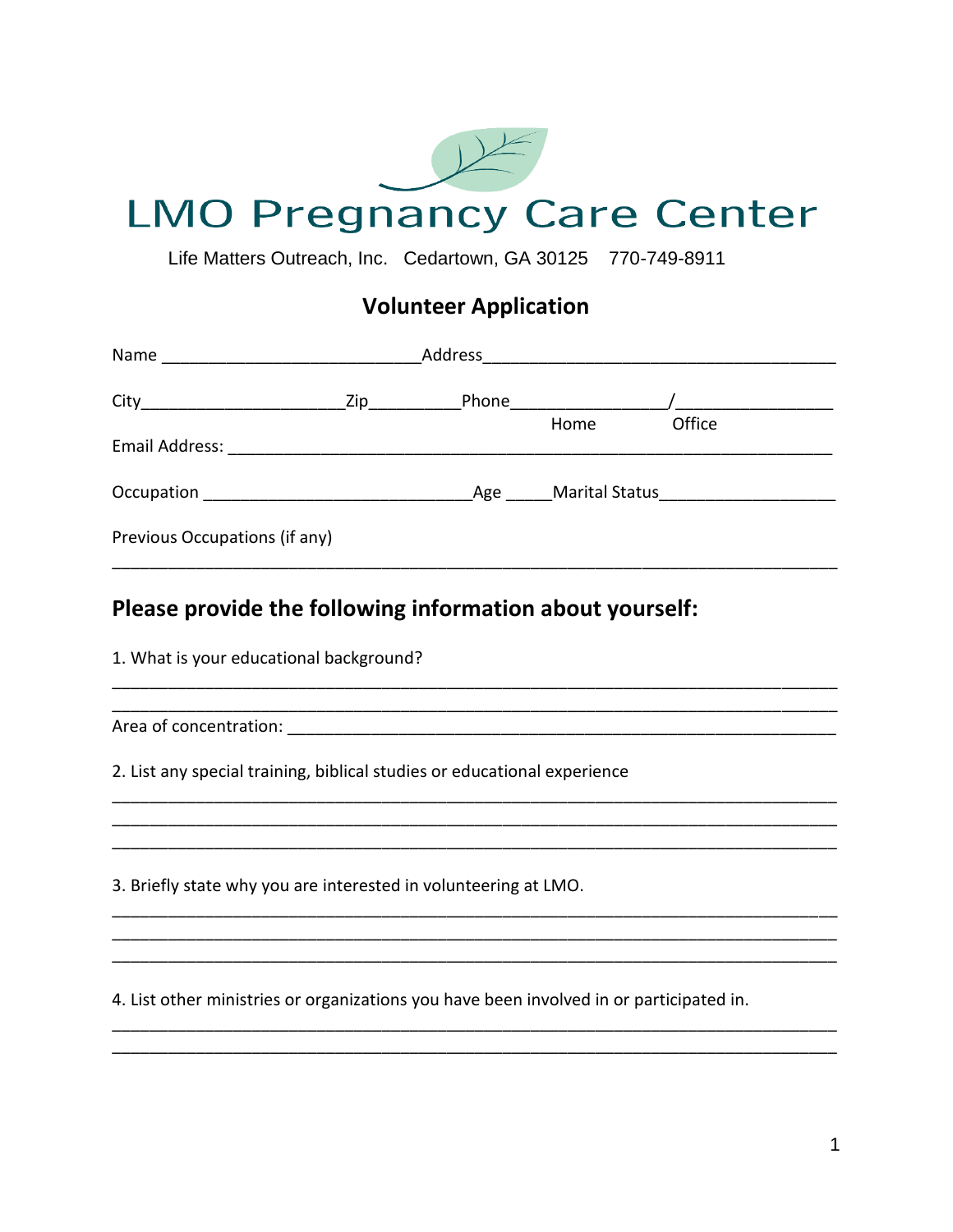# LMO Pregnancy Care Center

Life Matters Outreach, Inc. Cedartown, GA 30125 770-749-8911

## Volunteer Application

Name ___________________________ Address _____________________________________

City _____________________ Zip _________ Phone _______________ / ________________

Home Office

Email Address: _______________________________________________________________

Occupation ____________________________ Age _____ Marital Status __________________

Previous Occupations (if any)

_____________________________________________________________________________

## Please provide the following information about yourself:

1. What is your educational background?

_____________________________________________________________________________

_____________________________________________________________________________

Area of concentration: __________________________________________________________

2. List any special training, biblical studies or educational experience

_____________________________________________________________________________

_____________________________________________________________________________

_____________________________________________________________________________

3. Briefly state why you are interested in volunteering at LMO.

_____________________________________________________________________________

_____________________________________________________________________________

_____________________________________________________________________________

4. List other ministries or organizations you have been involved in or participated in.

_____________________________________________________________________________

_____________________________________________________________________________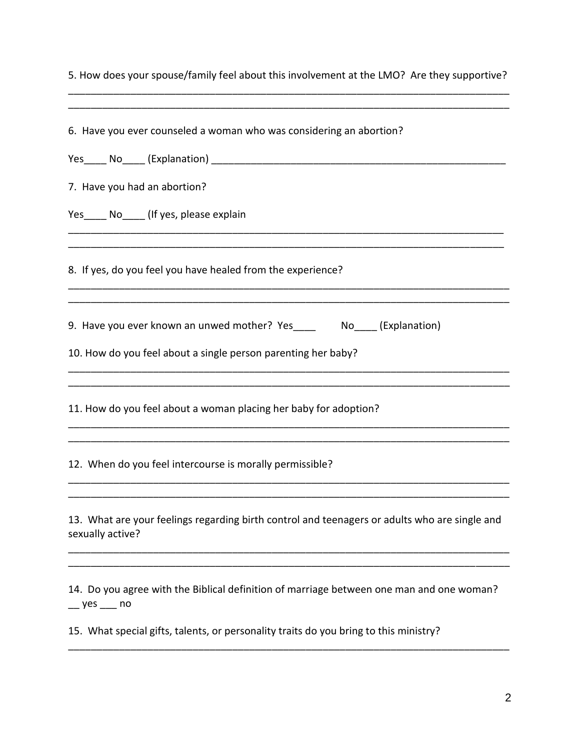5. How does your spouse/family feel about this involvement at the LMO? Are they supportive?

________________________________________________________________________________
________________________________________________________________________________

6. Have you ever counseled a woman who was considering an abortion?

Yes____ No____ (Explanation) ______________________________________________________

7. Have you had an abortion?

Yes____ No____ (If yes, please explain

________________________________________________________________________________
________________________________________________________________________________

8. If yes, do you feel you have healed from the experience?

________________________________________________________________________________
________________________________________________________________________________

9. Have you ever known an unwed mother? Yes____ No____ (Explanation)

10. How do you feel about a single person parenting her baby?

________________________________________________________________________________
________________________________________________________________________________

11. How do you feel about a woman placing her baby for adoption?

________________________________________________________________________________
________________________________________________________________________________

12. When do you feel intercourse is morally permissible?

________________________________________________________________________________
________________________________________________________________________________

13. What are your feelings regarding birth control and teenagers or adults who are single and sexually active?

________________________________________________________________________________
________________________________________________________________________________

14. Do you agree with the Biblical definition of marriage between one man and one woman?
__ yes ___ no

15. What special gifts, talents, or personality traits do you bring to this ministry?

________________________________________________________________________________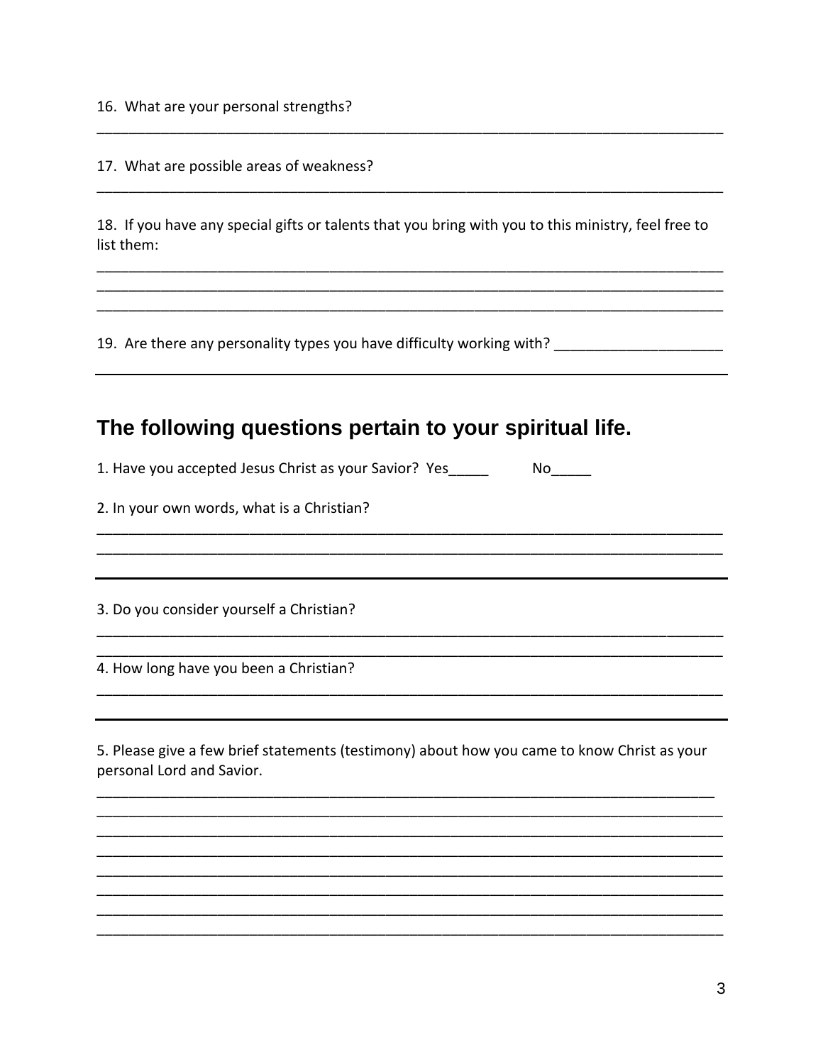16. What are your personal strengths?

_______________________________________________________________________________

17. What are possible areas of weakness?

_______________________________________________________________________________

18. If you have any special gifts or talents that you bring with you to this ministry, feel free to list them:

_______________________________________________________________________________
_______________________________________________________________________________
_______________________________________________________________________________

19. Are there any personality types you have difficulty working with? ____________________

---

## The following questions pertain to your spiritual life.

1. Have you accepted Jesus Christ as your Savior? Yes_____ No_____

2. In your own words, what is a Christian?

_______________________________________________________________________________
_______________________________________________________________________________

---

3. Do you consider yourself a Christian?

_______________________________________________________________________________
_______________________________________________________________________________

4. How long have you been a Christian?

_______________________________________________________________________________

---

5. Please give a few brief statements (testimony) about how you came to know Christ as your personal Lord and Savior.

_______________________________________________________________________________
_______________________________________________________________________________
_______________________________________________________________________________
_______________________________________________________________________________
_______________________________________________________________________________
_______________________________________________________________________________
_______________________________________________________________________________
_______________________________________________________________________________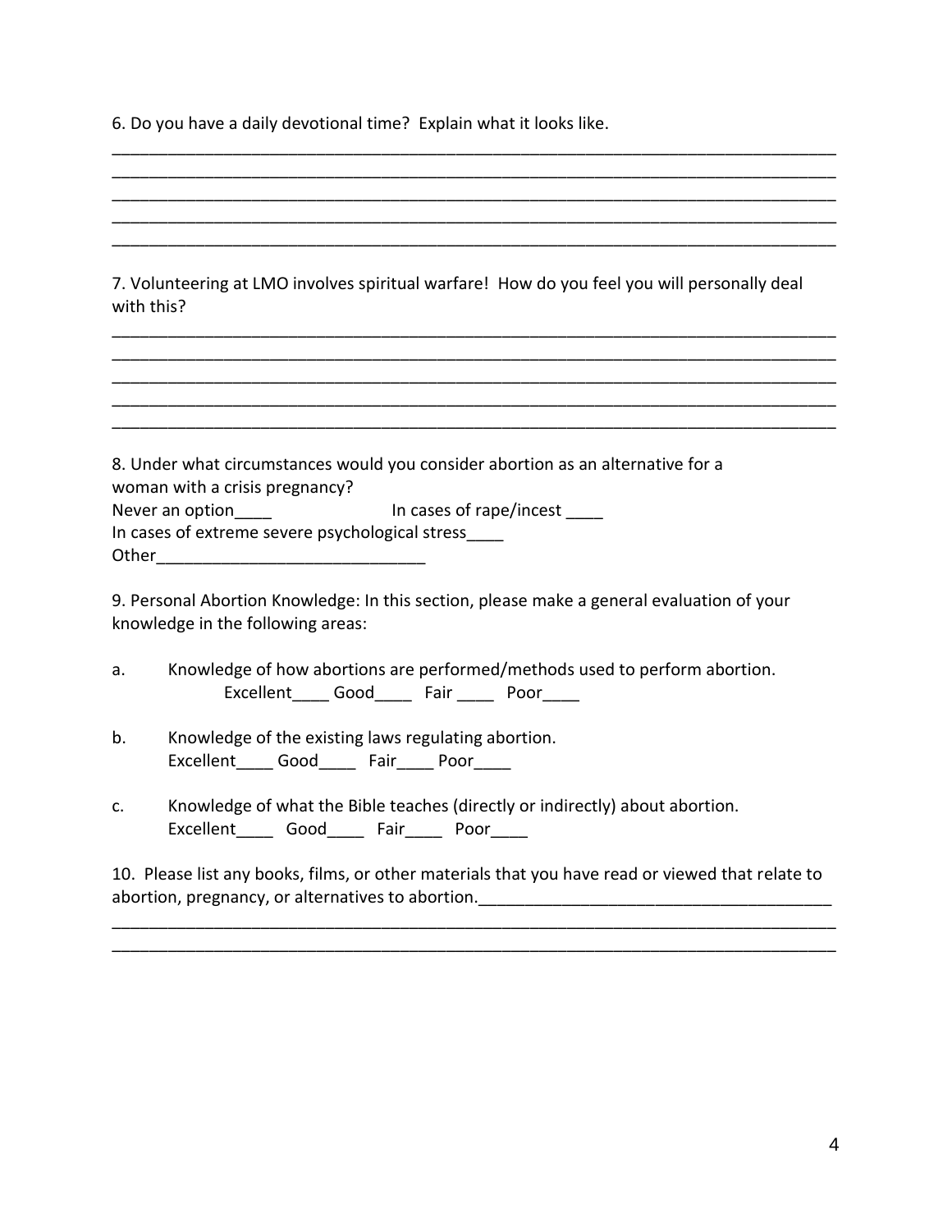6. Do you have a daily devotional time? Explain what it looks like.

_______________________________________________________________________________
_______________________________________________________________________________
_______________________________________________________________________________
_______________________________________________________________________________
_______________________________________________________________________________

7. Volunteering at LMO involves spiritual warfare! How do you feel you will personally deal with this?

_______________________________________________________________________________
_______________________________________________________________________________
_______________________________________________________________________________
_______________________________________________________________________________
_______________________________________________________________________________

8. Under what circumstances would you consider abortion as an alternative for a woman with a crisis pregnancy?

Never an option____ In cases of rape/incest ____

In cases of extreme severe psychological stress____

Other_____________________________

9. Personal Abortion Knowledge: In this section, please make a general evaluation of your knowledge in the following areas:

a. Knowledge of how abortions are performed/methods used to perform abortion.
   Excellent____ Good____ Fair ____ Poor____

b. Knowledge of the existing laws regulating abortion.
   Excellent____ Good____ Fair____ Poor____

c. Knowledge of what the Bible teaches (directly or indirectly) about abortion.
   Excellent____ Good____ Fair____ Poor____

10. Please list any books, films, or other materials that you have read or viewed that relate to abortion, pregnancy, or alternatives to abortion._______________________________________

_______________________________________________________________________________
_______________________________________________________________________________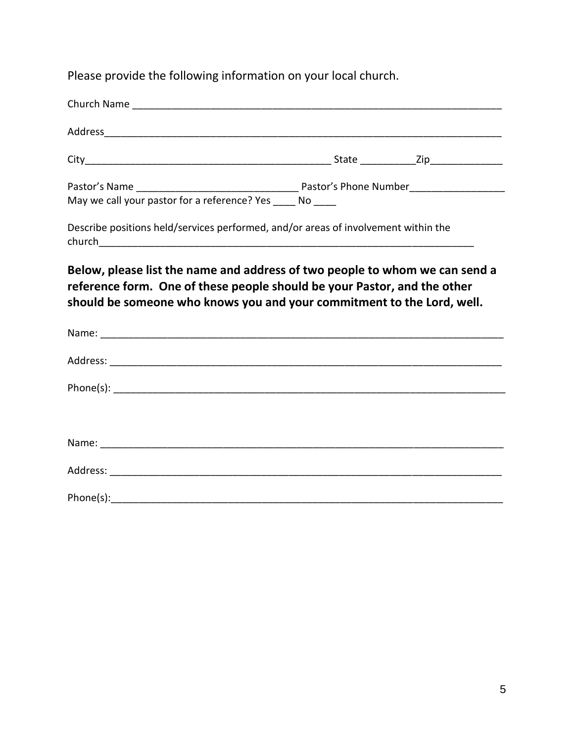Please provide the following information on your local church.

Church Name ______________________________________________________________________

Address___________________________________________________________________________

City_____________________________________________ State __________Zip_____________

Pastor's Name _____________________________ Pastor's Phone Number_________________
May we call your pastor for a reference? Yes ____ No ____

Describe positions held/services performed, and/or areas of involvement within the church_____________________________________________________________________

**Below, please list the name and address of two people to whom we can send a reference form. One of these people should be your Pastor, and the other should be someone who knows you and your commitment to the Lord, well.**

Name: _________________________________________________________________________

Address: _______________________________________________________________________

Phone(s): ______________________________________________________________________

Name: _________________________________________________________________________

Address: _______________________________________________________________________

Phone(s):_______________________________________________________________________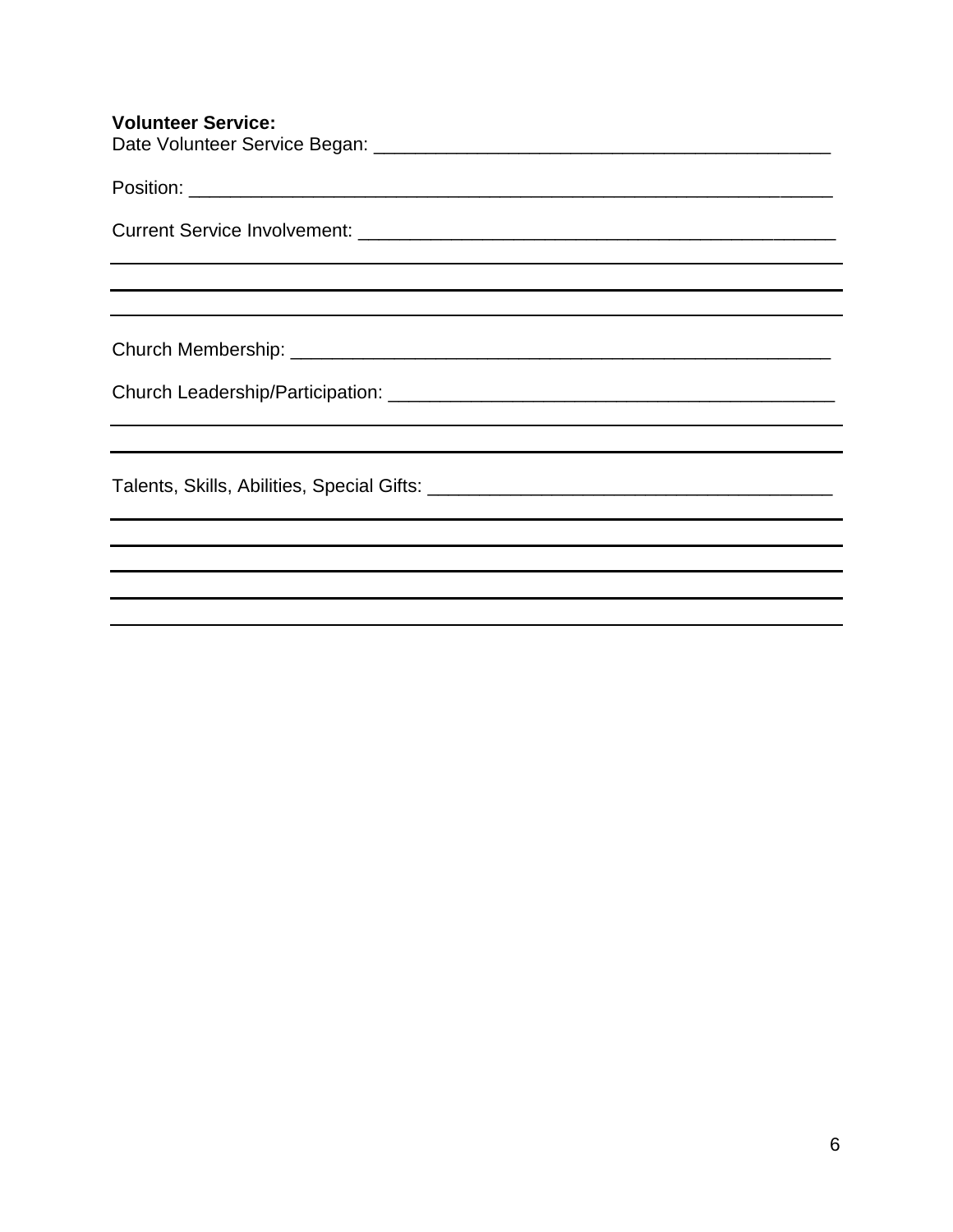**Volunteer Service:**

Date Volunteer Service Began: _____________________________________________

Position: _________________________________________________________________

Current Service Involvement: ______________________________________________

___________________________________________________________________________

___________________________________________________________________________

___________________________________________________________________________

Church Membership: ________________________________________________________

Church Leadership/Participation: ___________________________________________

___________________________________________________________________________

___________________________________________________________________________

Talents, Skills, Abilities, Special Gifts: _______________________________________

___________________________________________________________________________

___________________________________________________________________________

___________________________________________________________________________

___________________________________________________________________________

___________________________________________________________________________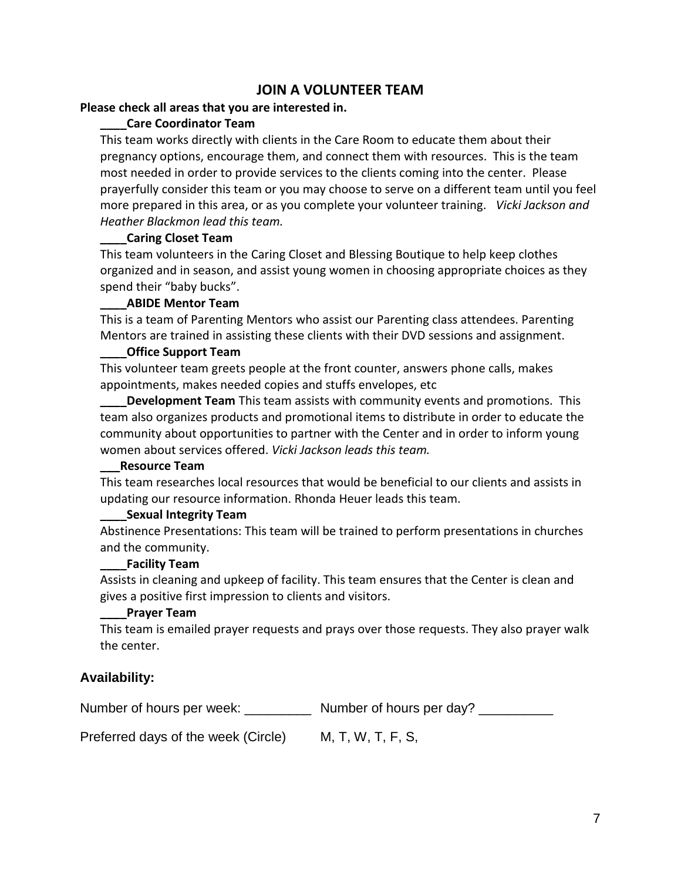# JOIN A VOLUNTEER TEAM

**Please check all areas that you are interested in.**

**____Care Coordinator Team**

This team works directly with clients in the Care Room to educate them about their pregnancy options, encourage them, and connect them with resources. This is the team most needed in order to provide services to the clients coming into the center. Please prayerfully consider this team or you may choose to serve on a different team until you feel more prepared in this area, or as you complete your volunteer training. *Vicki Jackson and Heather Blackmon lead this team.*

**____Caring Closet Team**

This team volunteers in the Caring Closet and Blessing Boutique to help keep clothes organized and in season, and assist young women in choosing appropriate choices as they spend their "baby bucks".

**____ABIDE Mentor Team**

This is a team of Parenting Mentors who assist our Parenting class attendees. Parenting Mentors are trained in assisting these clients with their DVD sessions and assignment.

**____Office Support Team**

This volunteer team greets people at the front counter, answers phone calls, makes appointments, makes needed copies and stuffs envelopes, etc

**____Development Team** This team assists with community events and promotions. This team also organizes products and promotional items to distribute in order to educate the community about opportunities to partner with the Center and in order to inform young women about services offered. *Vicki Jackson leads this team.*

**___Resource Team**

This team researches local resources that would be beneficial to our clients and assists in updating our resource information. Rhonda Heuer leads this team.

**____Sexual Integrity Team**

Abstinence Presentations: This team will be trained to perform presentations in churches and the community.

**____Facility Team**

Assists in cleaning and upkeep of facility. This team ensures that the Center is clean and gives a positive first impression to clients and visitors.

**____Prayer Team**

This team is emailed prayer requests and prays over those requests. They also prayer walk the center.

## Availability:

Number of hours per week: _________ Number of hours per day? __________

Preferred days of the week (Circle) M, T, W, T, F, S,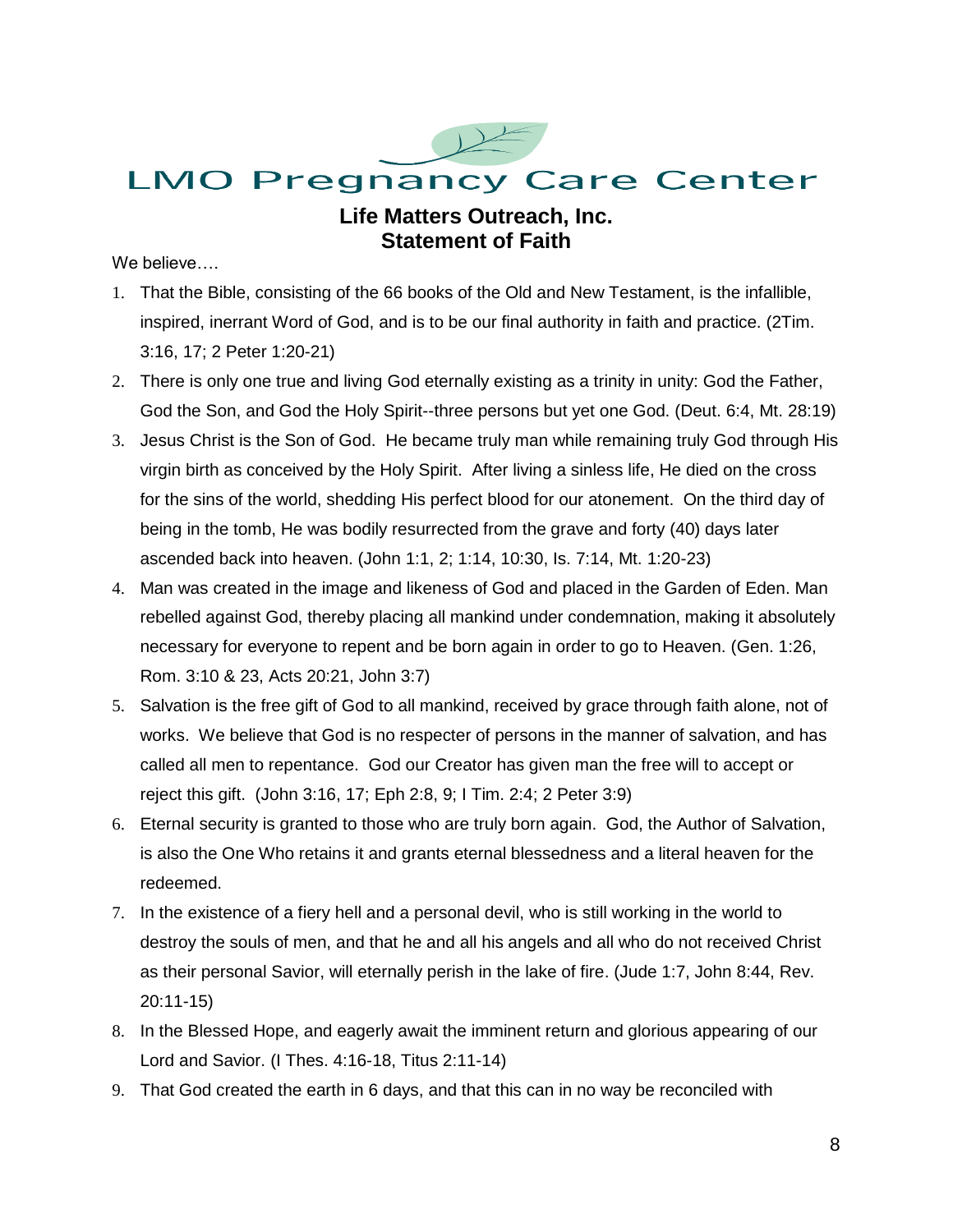# LMO Pregnancy Care Center

## Life Matters Outreach, Inc.
## Statement of Faith

We believe….

1. That the Bible, consisting of the 66 books of the Old and New Testament, is the infallible, inspired, inerrant Word of God, and is to be our final authority in faith and practice. (2Tim. 3:16, 17; 2 Peter 1:20-21)
2. There is only one true and living God eternally existing as a trinity in unity: God the Father, God the Son, and God the Holy Spirit--three persons but yet one God. (Deut. 6:4, Mt. 28:19)
3. Jesus Christ is the Son of God. He became truly man while remaining truly God through His virgin birth as conceived by the Holy Spirit. After living a sinless life, He died on the cross for the sins of the world, shedding His perfect blood for our atonement. On the third day of being in the tomb, He was bodily resurrected from the grave and forty (40) days later ascended back into heaven. (John 1:1, 2; 1:14, 10:30, Is. 7:14, Mt. 1:20-23)
4. Man was created in the image and likeness of God and placed in the Garden of Eden. Man rebelled against God, thereby placing all mankind under condemnation, making it absolutely necessary for everyone to repent and be born again in order to go to Heaven. (Gen. 1:26, Rom. 3:10 & 23, Acts 20:21, John 3:7)
5. Salvation is the free gift of God to all mankind, received by grace through faith alone, not of works. We believe that God is no respecter of persons in the manner of salvation, and has called all men to repentance. God our Creator has given man the free will to accept or reject this gift. (John 3:16, 17; Eph 2:8, 9; I Tim. 2:4; 2 Peter 3:9)
6. Eternal security is granted to those who are truly born again. God, the Author of Salvation, is also the One Who retains it and grants eternal blessedness and a literal heaven for the redeemed.
7. In the existence of a fiery hell and a personal devil, who is still working in the world to destroy the souls of men, and that he and all his angels and all who do not received Christ as their personal Savior, will eternally perish in the lake of fire. (Jude 1:7, John 8:44, Rev. 20:11-15)
8. In the Blessed Hope, and eagerly await the imminent return and glorious appearing of our Lord and Savior. (I Thes. 4:16-18, Titus 2:11-14)
9. That God created the earth in 6 days, and that this can in no way be reconciled with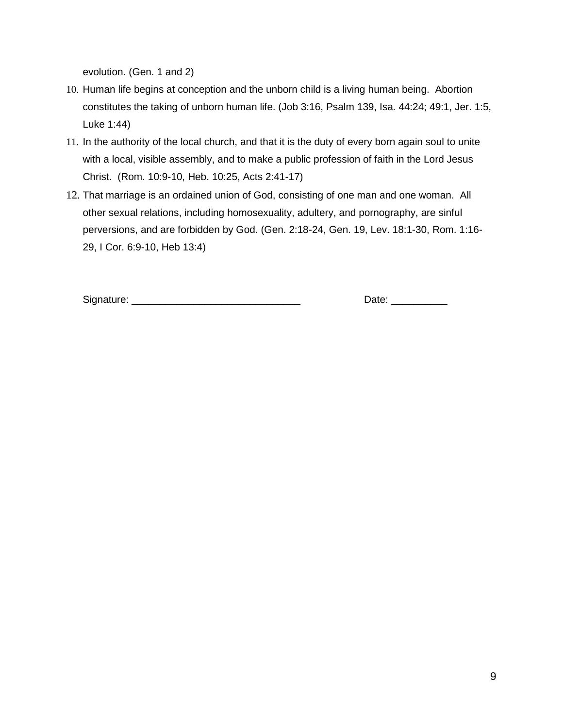evolution. (Gen. 1 and 2)

10. Human life begins at conception and the unborn child is a living human being. Abortion constitutes the taking of unborn human life. (Job 3:16, Psalm 139, Isa. 44:24; 49:1, Jer. 1:5, Luke 1:44)
11. In the authority of the local church, and that it is the duty of every born again soul to unite with a local, visible assembly, and to make a public profession of faith in the Lord Jesus Christ. (Rom. 10:9-10, Heb. 10:25, Acts 2:41-17)
12. That marriage is an ordained union of God, consisting of one man and one woman. All other sexual relations, including homosexuality, adultery, and pornography, are sinful perversions, and are forbidden by God. (Gen. 2:18-24, Gen. 19, Lev. 18:1-30, Rom. 1:16-29, I Cor. 6:9-10, Heb 13:4)

Signature: ______________________________ Date: __________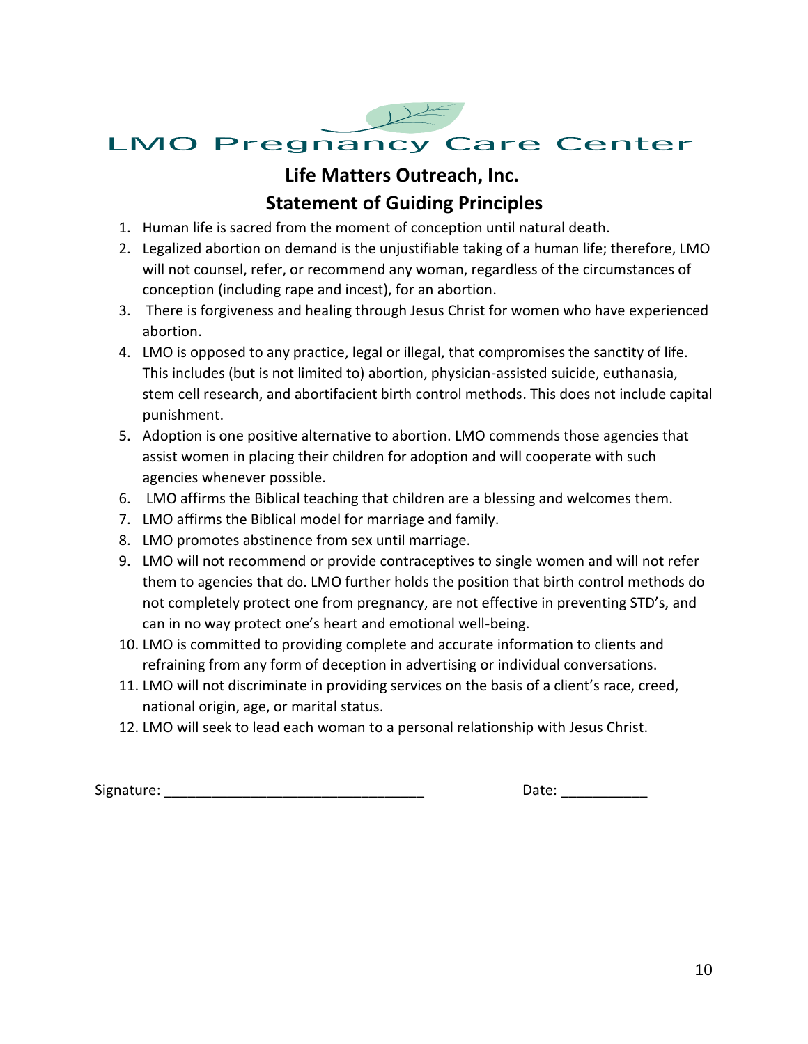# LMO Pregnancy Care Center

## Life Matters Outreach, Inc.

## Statement of Guiding Principles

1. Human life is sacred from the moment of conception until natural death.
2. Legalized abortion on demand is the unjustifiable taking of a human life; therefore, LMO will not counsel, refer, or recommend any woman, regardless of the circumstances of conception (including rape and incest), for an abortion.
3. There is forgiveness and healing through Jesus Christ for women who have experienced abortion.
4. LMO is opposed to any practice, legal or illegal, that compromises the sanctity of life. This includes (but is not limited to) abortion, physician-assisted suicide, euthanasia, stem cell research, and abortifacient birth control methods. This does not include capital punishment.
5. Adoption is one positive alternative to abortion. LMO commends those agencies that assist women in placing their children for adoption and will cooperate with such agencies whenever possible.
6. LMO affirms the Biblical teaching that children are a blessing and welcomes them.
7. LMO affirms the Biblical model for marriage and family.
8. LMO promotes abstinence from sex until marriage.
9. LMO will not recommend or provide contraceptives to single women and will not refer them to agencies that do. LMO further holds the position that birth control methods do not completely protect one from pregnancy, are not effective in preventing STD's, and can in no way protect one's heart and emotional well-being.
10. LMO is committed to providing complete and accurate information to clients and refraining from any form of deception in advertising or individual conversations.
11. LMO will not discriminate in providing services on the basis of a client's race, creed, national origin, age, or marital status.
12. LMO will seek to lead each woman to a personal relationship with Jesus Christ.

Signature: ________________________________ Date: ___________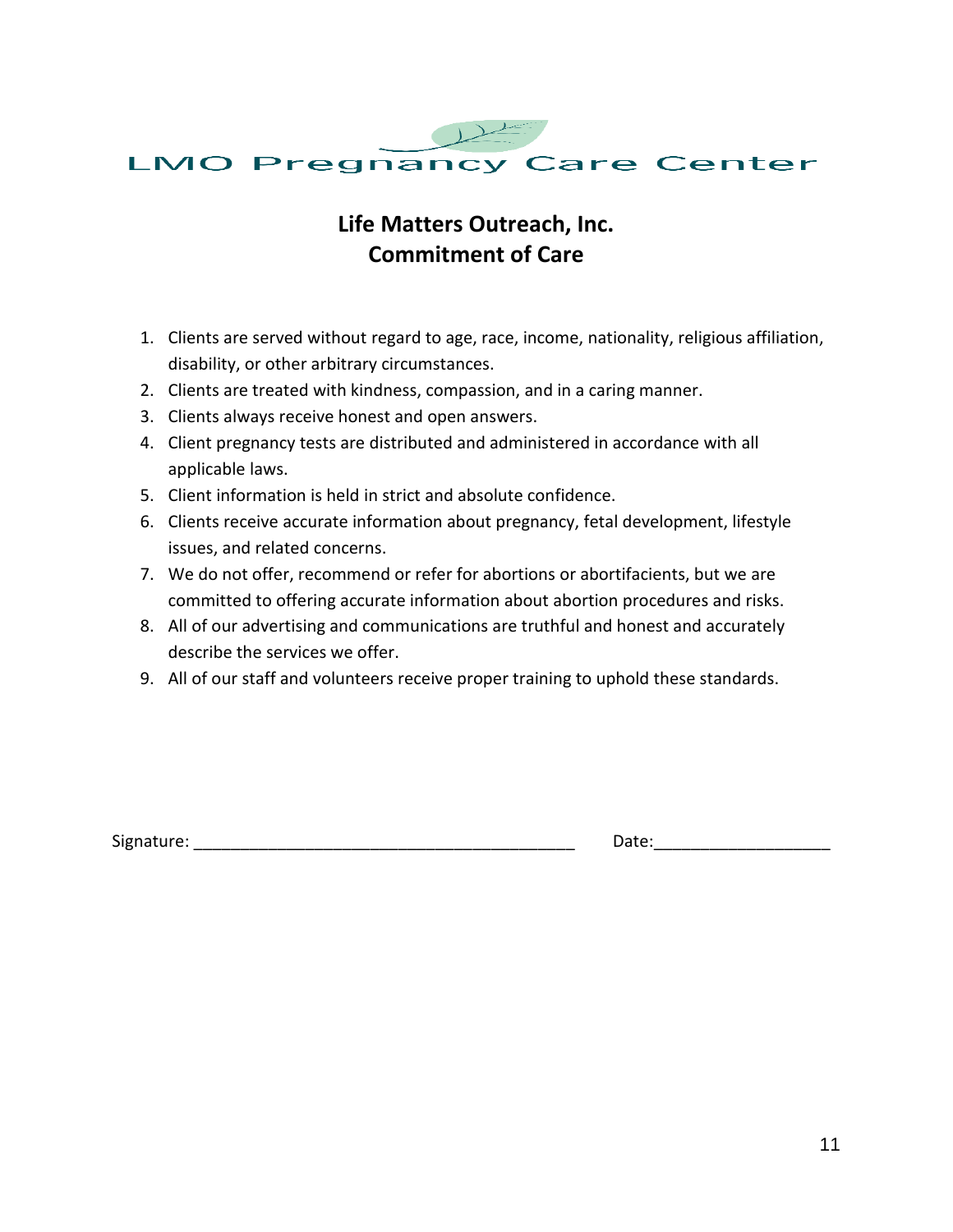LMO Pregnancy Care Center

## Life Matters Outreach, Inc.
## Commitment of Care

1. Clients are served without regard to age, race, income, nationality, religious affiliation, disability, or other arbitrary circumstances.
2. Clients are treated with kindness, compassion, and in a caring manner.
3. Clients always receive honest and open answers.
4. Client pregnancy tests are distributed and administered in accordance with all applicable laws.
5. Client information is held in strict and absolute confidence.
6. Clients receive accurate information about pregnancy, fetal development, lifestyle issues, and related concerns.
7. We do not offer, recommend or refer for abortions or abortifacients, but we are committed to offering accurate information about abortion procedures and risks.
8. All of our advertising and communications are truthful and honest and accurately describe the services we offer.
9. All of our staff and volunteers receive proper training to uphold these standards.

Signature: ________________________________________ Date:__________________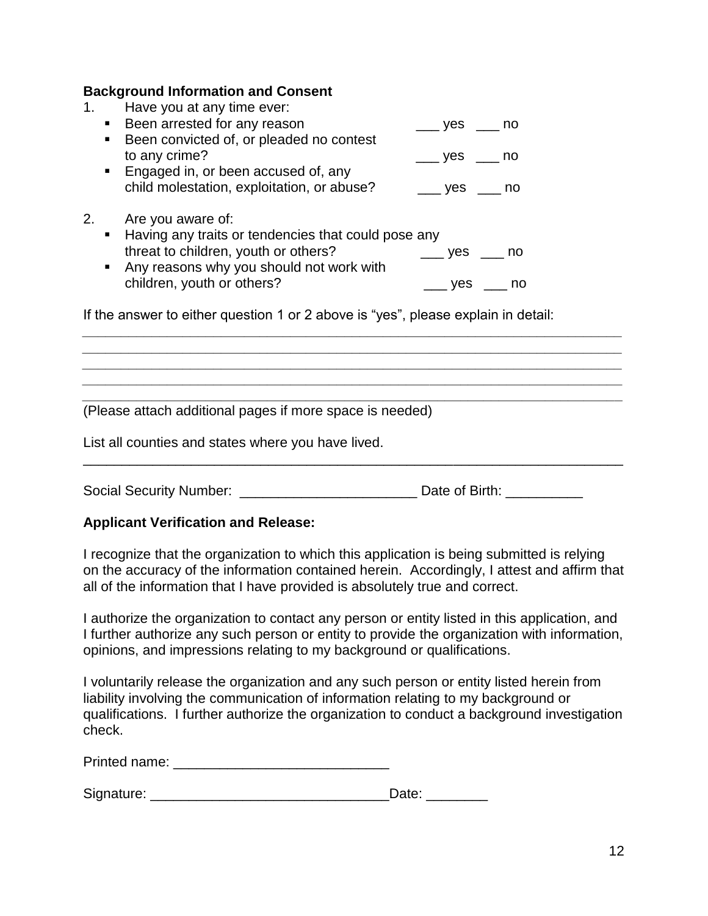**Background Information and Consent**

1. Have you at any time ever:
   - Been arrested for any reason ___ yes ___ no
   - Been convicted of, or pleaded no contest to any crime? ___ yes ___ no
   - Engaged in, or been accused of, any child molestation, exploitation, or abuse? ___ yes ___ no

2. Are you aware of:
   - Having any traits or tendencies that could pose any threat to children, youth or others? ___ yes ___ no
   - Any reasons why you should not work with children, youth or others? ___ yes ___ no

If the answer to either question 1 or 2 above is "yes", please explain in detail:

_____________________________________________________________________________

_____________________________________________________________________________

_____________________________________________________________________________

_____________________________________________________________________________

_____________________________________________________________________________

(Please attach additional pages if more space is needed)

List all counties and states where you have lived.

_____________________________________________________________________________

Social Security Number: _______________________ Date of Birth: __________

**Applicant Verification and Release:**

I recognize that the organization to which this application is being submitted is relying on the accuracy of the information contained herein. Accordingly, I attest and affirm that all of the information that I have provided is absolutely true and correct.

I authorize the organization to contact any person or entity listed in this application, and I further authorize any such person or entity to provide the organization with information, opinions, and impressions relating to my background or qualifications.

I voluntarily release the organization and any such person or entity listed herein from liability involving the communication of information relating to my background or qualifications. I further authorize the organization to conduct a background investigation check.

Printed name: ____________________________

Signature: _______________________________Date: ________